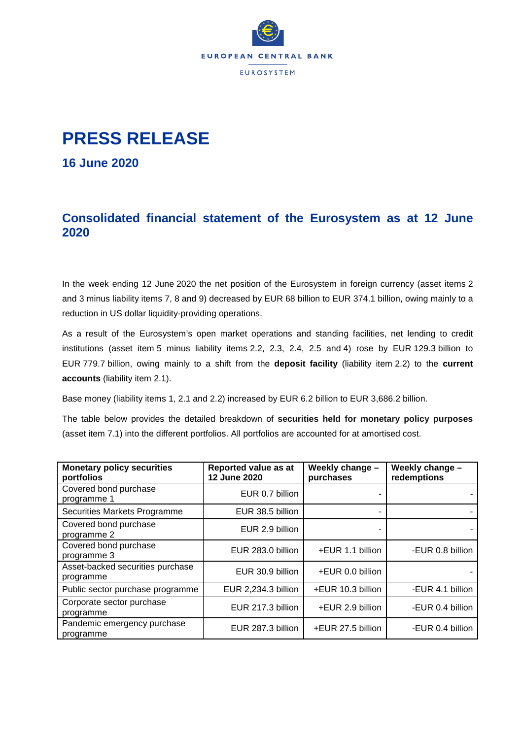EUROPEAN CENTRAL BANK

EUROSYSTEM

# PRESS RELEASE

## 16 June 2020

## Consolidated financial statement of the Eurosystem as at 12 June 2020

In the week ending 12 June 2020 the net position of the Eurosystem in foreign currency (asset items 2 and 3 minus liability items 7, 8 and 9) decreased by EUR 68 billion to EUR 374.1 billion, owing mainly to a reduction in US dollar liquidity-providing operations.

As a result of the Eurosystem's open market operations and standing facilities, net lending to credit institutions (asset item 5 minus liability items 2.2, 2.3, 2.4, 2.5 and 4) rose by EUR 129.3 billion to EUR 779.7 billion, owing mainly to a shift from the **deposit facility** (liability item 2.2) to the **current accounts** (liability item 2.1).

Base money (liability items 1, 2.1 and 2.2) increased by EUR 6.2 billion to EUR 3,686.2 billion.

The table below provides the detailed breakdown of **securities held for monetary policy purposes** (asset item 7.1) into the different portfolios. All portfolios are accounted for at amortised cost.

| Monetary policy securities portfolios | Reported value as at 12 June 2020 | Weekly change – purchases | Weekly change – redemptions |
|---|---|---|---|
| Covered bond purchase programme 1 | EUR 0.7 billion | - | - |
| Securities Markets Programme | EUR 38.5 billion | - | - |
| Covered bond purchase programme 2 | EUR 2.9 billion | - | - |
| Covered bond purchase programme 3 | EUR 283.0 billion | +EUR 1.1 billion | -EUR 0.8 billion |
| Asset-backed securities purchase programme | EUR 30.9 billion | +EUR 0.0 billion | - |
| Public sector purchase programme | EUR 2,234.3 billion | +EUR 10.3 billion | -EUR 4.1 billion |
| Corporate sector purchase programme | EUR 217.3 billion | +EUR 2.9 billion | -EUR 0.4 billion |
| Pandemic emergency purchase programme | EUR 287.3 billion | +EUR 27.5 billion | -EUR 0.4 billion |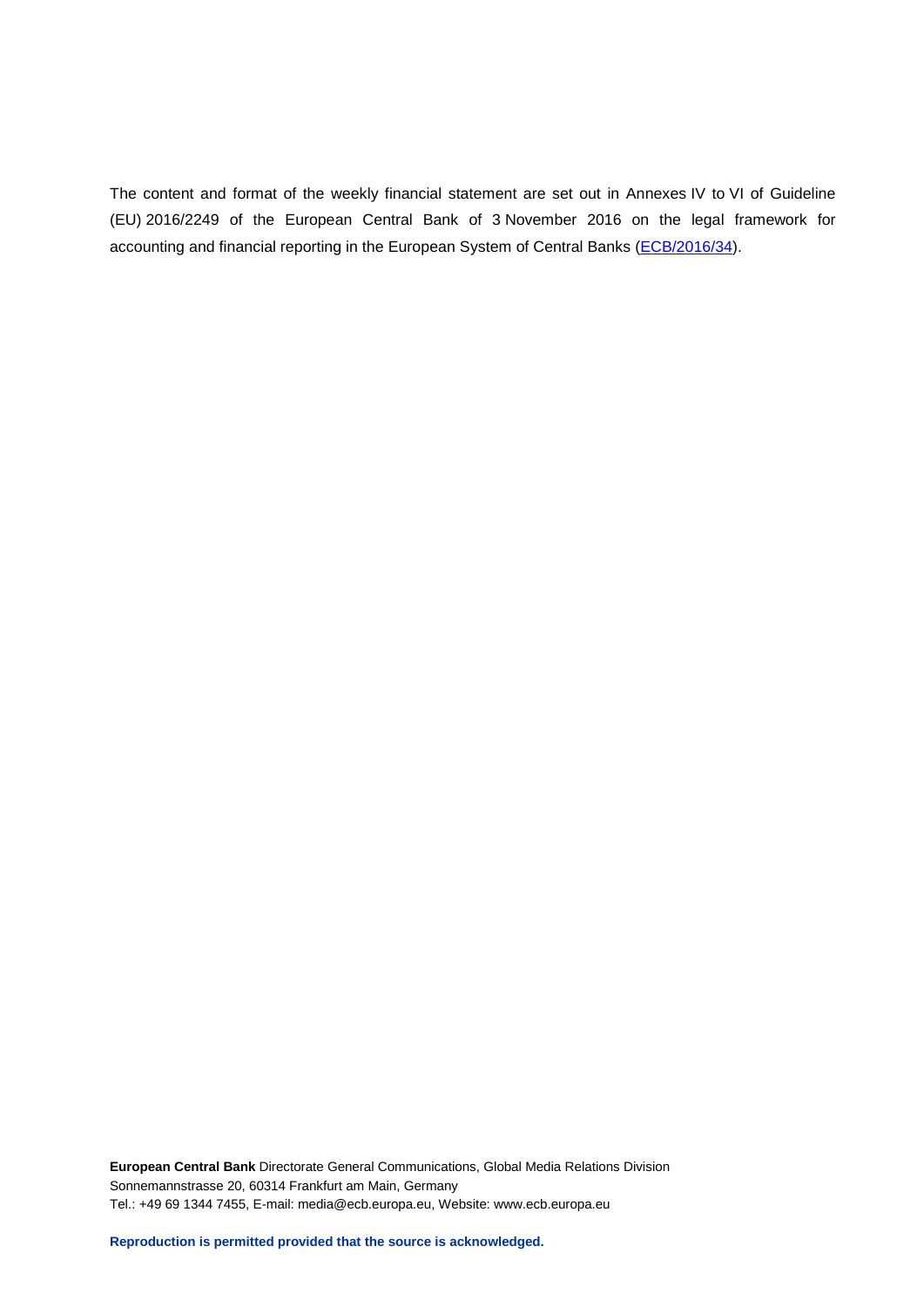The content and format of the weekly financial statement are set out in Annexes IV to VI of Guideline (EU) 2016/2249 of the European Central Bank of 3 November 2016 on the legal framework for accounting and financial reporting in the European System of Central Banks (ECB/2016/34).

**European Central Bank** Directorate General Communications, Global Media Relations Division
Sonnemannstrasse 20, 60314 Frankfurt am Main, Germany
Tel.: +49 69 1344 7455, E-mail: media@ecb.europa.eu, Website: www.ecb.europa.eu

**Reproduction is permitted provided that the source is acknowledged.**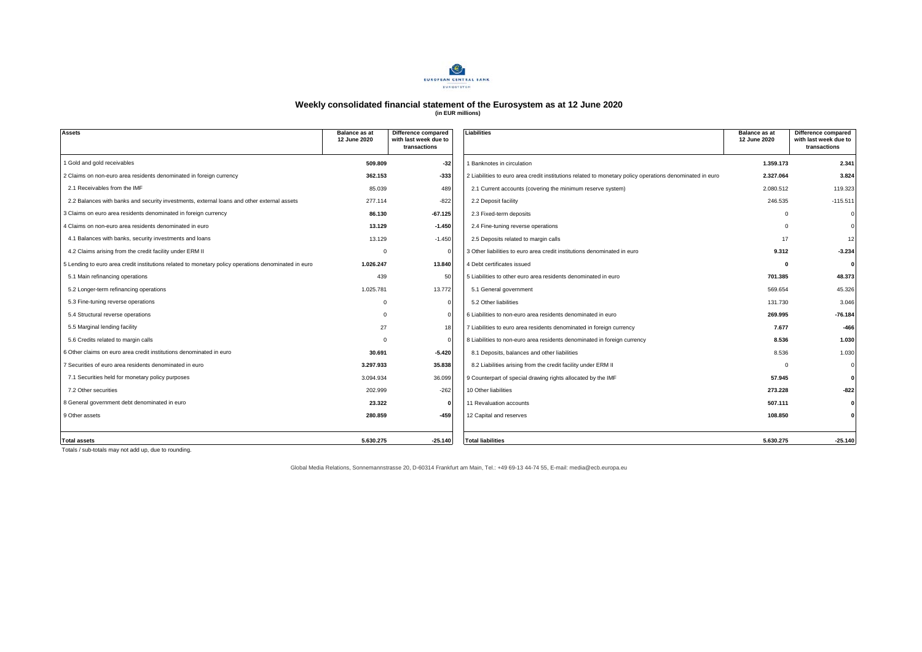EUROPEAN CENTRAL BANK

EUROSYSTEM

# Weekly consolidated financial statement of the Eurosystem as at 12 June 2020

(in EUR millions)

| Assets | Balance as at 12 June 2020 | Difference compared with last week due to transactions | Liabilities | Balance as at 12 June 2020 | Difference compared with last week due to transactions |
|---|---|---|---|---|---|
| 1 Gold and gold receivables | **509.809** | **-32** | 1 Banknotes in circulation | **1.359.173** | **2.341** |
| 2 Claims on non-euro area residents denominated in foreign currency | **362.153** | **-333** | 2 Liabilities to euro area credit institutions related to monetary policy operations denominated in euro | **2.327.064** | **3.824** |
| 2.1 Receivables from the IMF | 85.039 | 489 | 2.1 Current accounts (covering the minimum reserve system) | 2.080.512 | 119.323 |
| 2.2 Balances with banks and security investments, external loans and other external assets | 277.114 | -822 | 2.2 Deposit facility | 246.535 | -115.511 |
| 3 Claims on euro area residents denominated in foreign currency | **86.130** | **-67.125** | 2.3 Fixed-term deposits | 0 | 0 |
| 4 Claims on non-euro area residents denominated in euro | **13.129** | **-1.450** | 2.4 Fine-tuning reverse operations | 0 | 0 |
| 4.1 Balances with banks, security investments and loans | 13.129 | -1.450 | 2.5 Deposits related to margin calls | 17 | 12 |
| 4.2 Claims arising from the credit facility under ERM II | 0 | 0 | 3 Other liabilities to euro area credit institutions denominated in euro | **9.312** | **-3.234** |
| 5 Lending to euro area credit institutions related to monetary policy operations denominated in euro | **1.026.247** | **13.840** | 4 Debt certificates issued | **0** | **0** |
| 5.1 Main refinancing operations | 439 | 50 | 5 Liabilities to other euro area residents denominated in euro | **701.385** | **48.373** |
| 5.2 Longer-term refinancing operations | 1.025.781 | 13.772 | 5.1 General government | 569.654 | 45.326 |
| 5.3 Fine-tuning reverse operations | 0 | 0 | 5.2 Other liabilities | 131.730 | 3.046 |
| 5.4 Structural reverse operations | 0 | 0 | 6 Liabilities to non-euro area residents denominated in euro | **269.995** | **-76.184** |
| 5.5 Marginal lending facility | 27 | 18 | 7 Liabilities to euro area residents denominated in foreign currency | **7.677** | **-466** |
| 5.6 Credits related to margin calls | 0 | 0 | 8 Liabilities to non-euro area residents denominated in foreign currency | **8.536** | **1.030** |
| 6 Other claims on euro area credit institutions denominated in euro | **30.691** | **-5.420** | 8.1 Deposits, balances and other liabilities | 8.536 | 1.030 |
| 7 Securities of euro area residents denominated in euro | **3.297.933** | **35.838** | 8.2 Liabilities arising from the credit facility under ERM II | 0 | 0 |
| 7.1 Securities held for monetary policy purposes | 3.094.934 | 36.099 | 9 Counterpart of special drawing rights allocated by the IMF | **57.945** | **0** |
| 7.2 Other securities | 202.999 | -262 | 10 Other liabilities | **273.228** | **-822** |
| 8 General government debt denominated in euro | **23.322** | **0** | 11 Revaluation accounts | **507.111** | **0** |
| 9 Other assets | **280.859** | **-459** | 12 Capital and reserves | **108.850** | **0** |
| **Total assets** | **5.630.275** | **-25.140** | **Total liabilities** | **5.630.275** | **-25.140** |

Totals / sub-totals may not add up, due to rounding.

Global Media Relations, Sonnemannstrasse 20, D-60314 Frankfurt am Main, Tel.: +49 69-13 44-74 55, E-mail: media@ecb.europa.eu